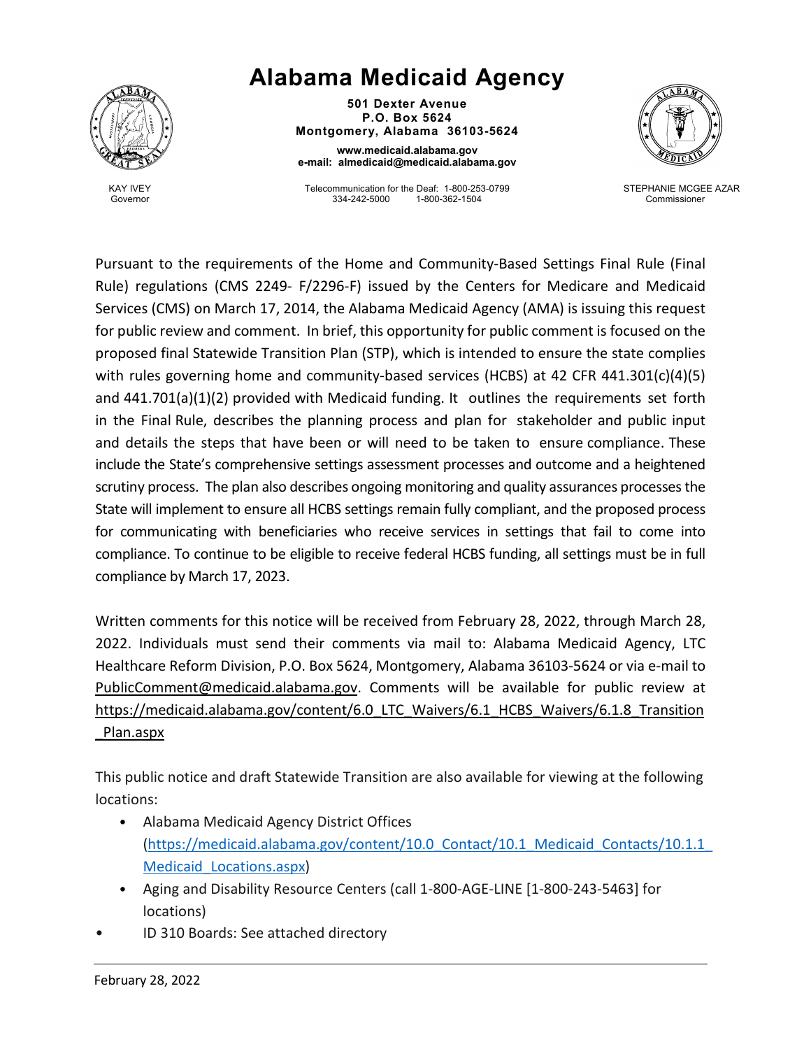# Alabama Medicaid Agency

**501 Dexter Avenue**
**P.O. Box 5624**
**Montgomery, Alabama 36103-5624**

**www.medicaid.alabama.gov**
**e-mail: almedicaid@medicaid.alabama.gov**

KAY IVEY
Governor

Telecommunication for the Deaf: 1-800-253-0799
334-242-5000 1-800-362-1504

STEPHANIE MCGEE AZAR
Commissioner

Pursuant to the requirements of the Home and Community-Based Settings Final Rule (Final Rule) regulations (CMS 2249- F/2296-F) issued by the Centers for Medicare and Medicaid Services (CMS) on March 17, 2014, the Alabama Medicaid Agency (AMA) is issuing this request for public review and comment. In brief, this opportunity for public comment is focused on the proposed final Statewide Transition Plan (STP), which is intended to ensure the state complies with rules governing home and community-based services (HCBS) at 42 CFR 441.301(c)(4)(5) and 441.701(a)(1)(2) provided with Medicaid funding. It outlines the requirements set forth in the Final Rule, describes the planning process and plan for stakeholder and public input and details the steps that have been or will need to be taken to ensure compliance. These include the State's comprehensive settings assessment processes and outcome and a heightened scrutiny process. The plan also describes ongoing monitoring and quality assurances processes the State will implement to ensure all HCBS settings remain fully compliant, and the proposed process for communicating with beneficiaries who receive services in settings that fail to come into compliance. To continue to be eligible to receive federal HCBS funding, all settings must be in full compliance by March 17, 2023.

Written comments for this notice will be received from February 28, 2022, through March 28, 2022. Individuals must send their comments via mail to: Alabama Medicaid Agency, LTC Healthcare Reform Division, P.O. Box 5624, Montgomery, Alabama 36103-5624 or via e-mail to PublicComment@medicaid.alabama.gov. Comments will be available for public review at https://medicaid.alabama.gov/content/6.0_LTC_Waivers/6.1_HCBS_Waivers/6.1.8_Transition_Plan.aspx

This public notice and draft Statewide Transition are also available for viewing at the following locations:

- Alabama Medicaid Agency District Offices (https://medicaid.alabama.gov/content/10.0_Contact/10.1_Medicaid_Contacts/10.1.1_Medicaid_Locations.aspx)
- Aging and Disability Resource Centers (call 1-800-AGE-LINE [1-800-243-5463] for locations)
- ID 310 Boards: See attached directory

February 28, 2022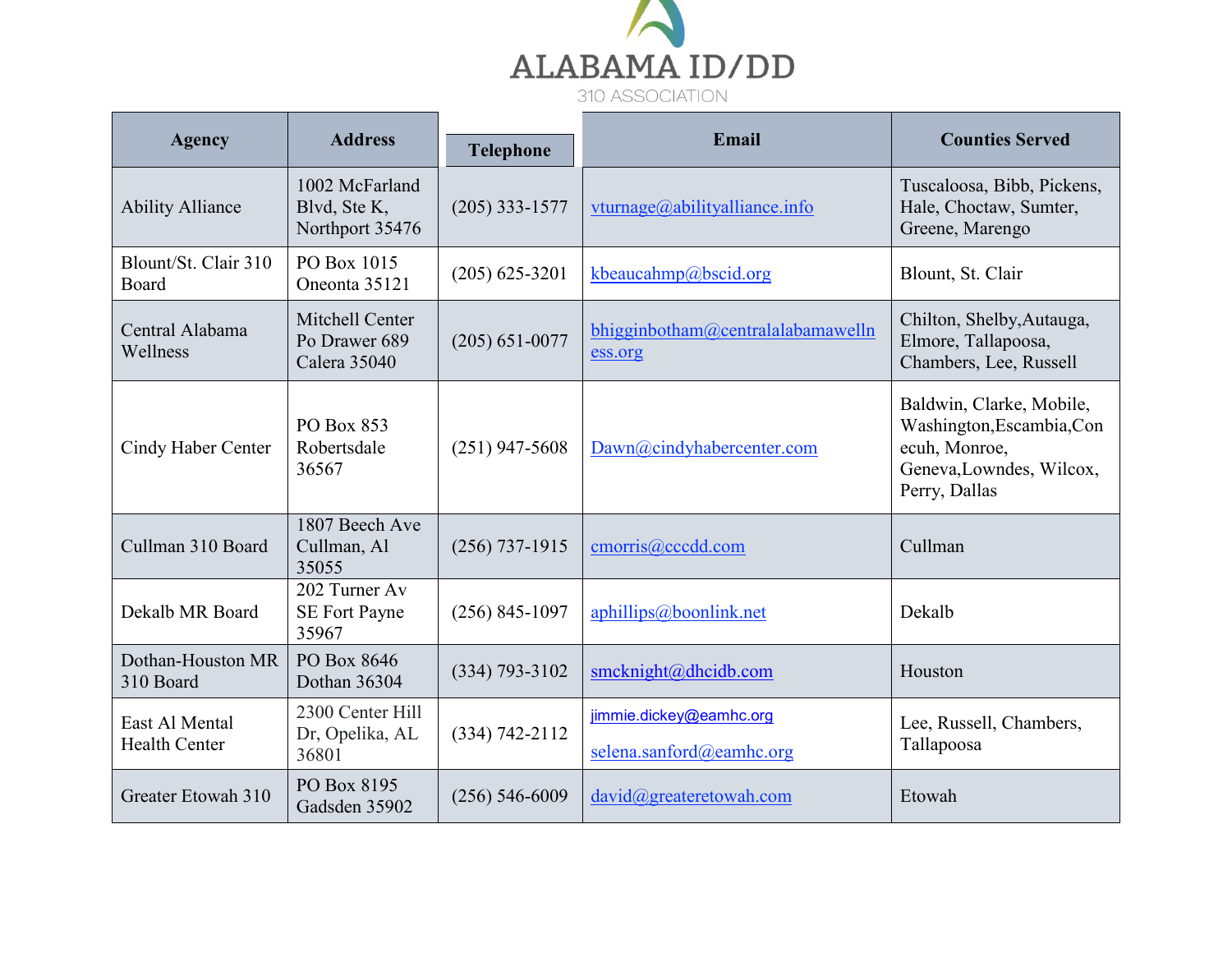ALABAMA ID/DD

310 ASSOCIATION

| Agency | Address | Telephone | Email | Counties Served |
| --- | --- | --- | --- | --- |
| Ability Alliance | 1002 McFarland Blvd, Ste K, Northport 35476 | (205) 333-1577 | vturnage@abilityalliance.info | Tuscaloosa, Bibb, Pickens, Hale, Choctaw, Sumter, Greene, Marengo |
| Blount/St. Clair 310 Board | PO Box 1015 Oneonta 35121 | (205) 625-3201 | kbeaucahmp@bscid.org | Blount, St. Clair |
| Central Alabama Wellness | Mitchell Center Po Drawer 689 Calera 35040 | (205) 651-0077 | bhigginbotham@centralalabamawellness.org | Chilton, Shelby,Autauga, Elmore, Tallapoosa, Chambers, Lee, Russell |
| Cindy Haber Center | PO Box 853 Robertsdale 36567 | (251) 947-5608 | Dawn@cindyhabercenter.com | Baldwin, Clarke, Mobile, Washington,Escambia,Conecuh, Monroe, Geneva,Lowndes, Wilcox, Perry, Dallas |
| Cullman 310 Board | 1807 Beech Ave Cullman, Al 35055 | (256) 737-1915 | cmorris@cccdd.com | Cullman |
| Dekalb MR Board | 202 Turner Av SE Fort Payne 35967 | (256) 845-1097 | aphillips@boonlink.net | Dekalb |
| Dothan-Houston MR 310 Board | PO Box 8646 Dothan 36304 | (334) 793-3102 | smcknight@dhcidb.com | Houston |
| East Al Mental Health Center | 2300 Center Hill Dr, Opelika, AL 36801 | (334) 742-2112 | jimmie.dickey@eamhc.org<br>selena.sanford@eamhc.org | Lee, Russell, Chambers, Tallapoosa |
| Greater Etowah 310 | PO Box 8195 Gadsden 35902 | (256) 546-6009 | david@greateretowah.com | Etowah |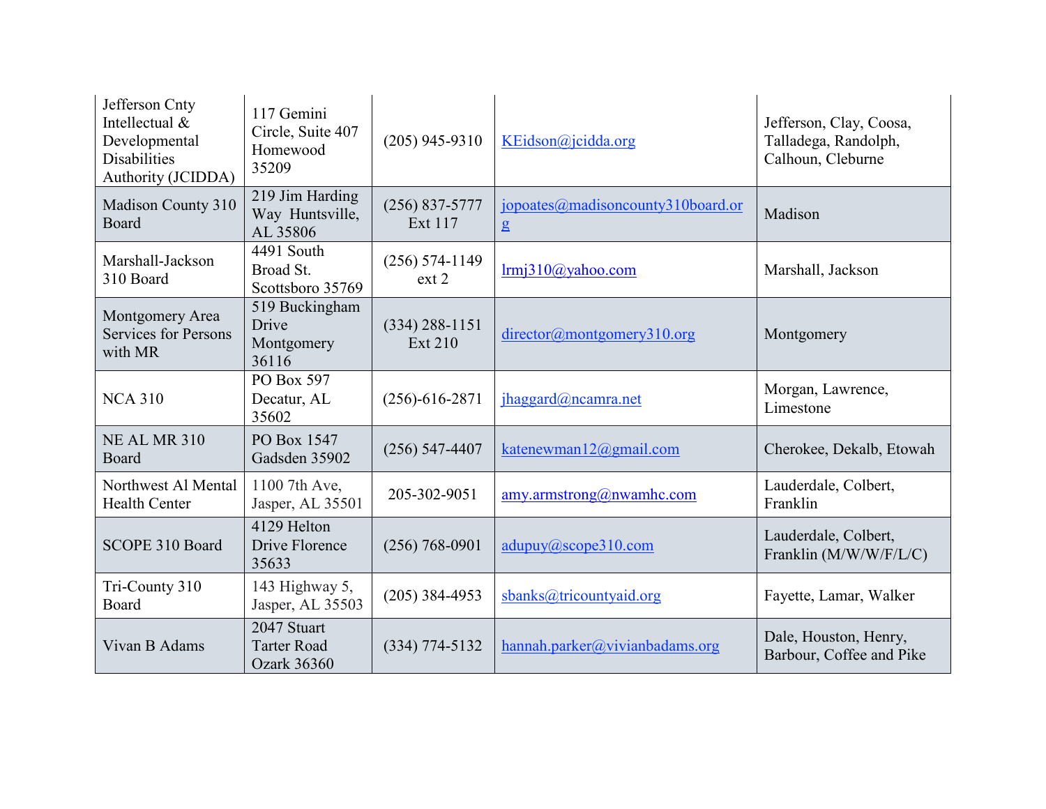| | | | | |
|---|---|---|---|---|
| Jefferson Cnty Intellectual & Developmental Disabilities Authority (JCIDDA) | 117 Gemini Circle, Suite 407 Homewood 35209 | (205) 945-9310 | KEidson@jcidda.org | Jefferson, Clay, Coosa, Talladega, Randolph, Calhoun, Cleburne |
| Madison County 310 Board | 219 Jim Harding Way Huntsville, AL 35806 | (256) 837-5777 Ext 117 | jopoates@madisoncounty310board.org | Madison |
| Marshall-Jackson 310 Board | 4491 South Broad St. Scottsboro 35769 | (256) 574-1149 ext 2 | lrmj310@yahoo.com | Marshall, Jackson |
| Montgomery Area Services for Persons with MR | 519 Buckingham Drive Montgomery 36116 | (334) 288-1151 Ext 210 | director@montgomery310.org | Montgomery |
| NCA 310 | PO Box 597 Decatur, AL 35602 | (256)-616-2871 | jhaggard@ncamra.net | Morgan, Lawrence, Limestone |
| NE AL MR 310 Board | PO Box 1547 Gadsden 35902 | (256) 547-4407 | katenewman12@gmail.com | Cherokee, Dekalb, Etowah |
| Northwest Al Mental Health Center | 1100 7th Ave, Jasper, AL 35501 | 205-302-9051 | amy.armstrong@nwamhc.com | Lauderdale, Colbert, Franklin |
| SCOPE 310 Board | 4129 Helton Drive Florence 35633 | (256) 768-0901 | adupuy@scope310.com | Lauderdale, Colbert, Franklin (M/W/W/F/L/C) |
| Tri-County 310 Board | 143 Highway 5, Jasper, AL 35503 | (205) 384-4953 | sbanks@tricountyaid.org | Fayette, Lamar, Walker |
| Vivan B Adams | 2047 Stuart Tarter Road Ozark 36360 | (334) 774-5132 | hannah.parker@vivianbadams.org | Dale, Houston, Henry, Barbour, Coffee and Pike |